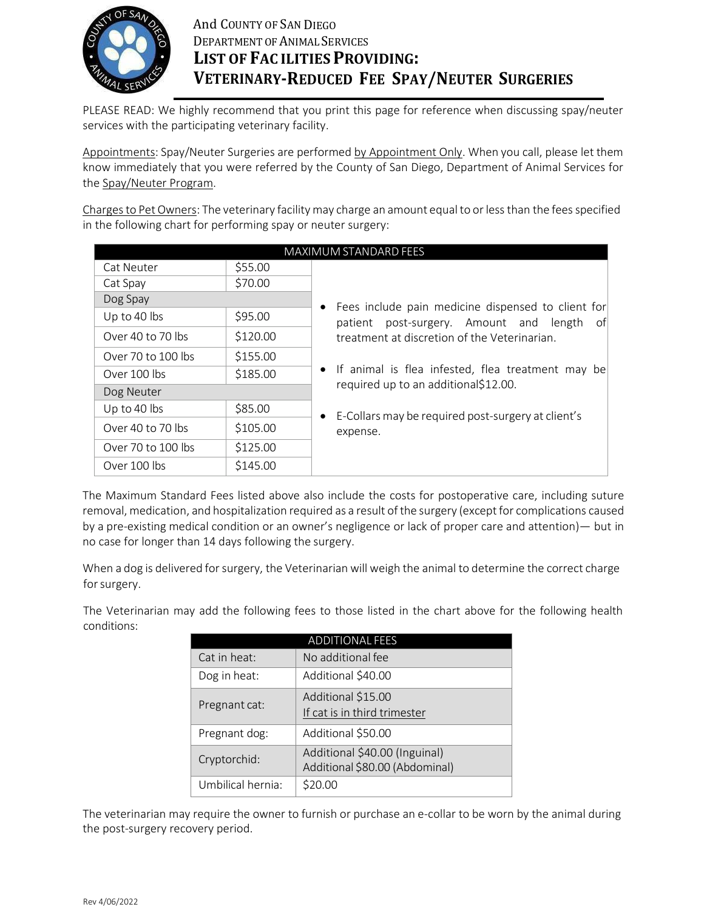# And County of San Diego
## Department of Animal Services
## LIST OF FACILITIES PROVIDING: VETERINARY-REDUCED FEE SPAY/NEUTER SURGERIES

PLEASE READ: We highly recommend that you print this page for reference when discussing spay/neuter services with the participating veterinary facility.

Appointments: Spay/Neuter Surgeries are performed by Appointment Only. When you call, please let them know immediately that you were referred by the County of San Diego, Department of Animal Services for the Spay/Neuter Program.

Charges to Pet Owners: The veterinary facility may charge an amount equal to or less than the fees specified in the following chart for performing spay or neuter surgery:

| MAXIMUM STANDARD FEES | | |
|---|---|---|
| Cat Neuter | $55.00 | • Fees include pain medicine dispensed to client for patient post-surgery. Amount and length of treatment at discretion of the Veterinarian. • If animal is flea infested, flea treatment may be required up to an additional$12.00. • E-Collars may be required post-surgery at client's expense. |
| Cat Spay | $70.00 | |
| Dog Spay | | |
| Up to 40 lbs | $95.00 | |
| Over 40 to 70 lbs | $120.00 | |
| Over 70 to 100 lbs | $155.00 | |
| Over 100 lbs | $185.00 | |
| Dog Neuter | | |
| Up to 40 lbs | $85.00 | |
| Over 40 to 70 lbs | $105.00 | |
| Over 70 to 100 lbs | $125.00 | |
| Over 100 lbs | $145.00 | |

The Maximum Standard Fees listed above also include the costs for postoperative care, including suture removal, medication, and hospitalization required as a result of the surgery (except for complications caused by a pre-existing medical condition or an owner's negligence or lack of proper care and attention)— but in no case for longer than 14 days following the surgery.

When a dog is delivered for surgery, the Veterinarian will weigh the animal to determine the correct charge for surgery.

The Veterinarian may add the following fees to those listed in the chart above for the following health conditions:

| ADDITIONAL FEES | |
|---|---|
| Cat in heat: | No additional fee |
| Dog in heat: | Additional $40.00 |
| Pregnant cat: | Additional $15.00<br>If cat is in third trimester |
| Pregnant dog: | Additional $50.00 |
| Cryptorchid: | Additional $40.00 (Inguinal)<br>Additional $80.00 (Abdominal) |
| Umbilical hernia: | $20.00 |

The veterinarian may require the owner to furnish or purchase an e-collar to be worn by the animal during the post-surgery recovery period.

Rev 4/06/2022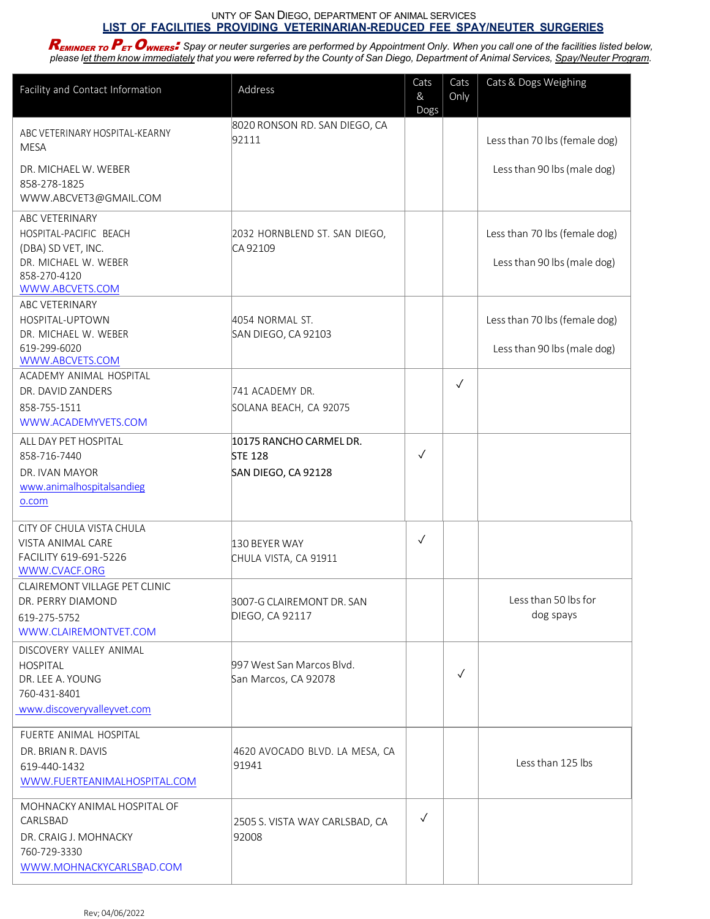UNTY OF SAN DIEGO, DEPARTMENT OF ANIMAL SERVICES

## LIST OF FACILITIES PROVIDING VETERINARIAN-REDUCED FEE SPAY/NEUTER SURGERIES

***REMINDER TO PET OWNERS:*** *Spay or neuter surgeries are performed by Appointment Only. When you call one of the facilities listed below, please let them know immediately that you were referred by the County of San Diego, Department of Animal Services, Spay/Neuter Program.*

| Facility and Contact Information | Address | Cats & Dogs | Cats Only | Cats & Dogs Weighing |
|---|---|---|---|---|
| ABC VETERINARY HOSPITAL-KEARNY MESA<br>DR. MICHAEL W. WEBER<br>858-278-1825<br>WWW.ABCVET3@GMAIL.COM | 8020 RONSON RD. SAN DIEGO, CA 92111 | | | Less than 70 lbs (female dog)<br>Less than 90 lbs (male dog) |
| ABC VETERINARY HOSPITAL-PACIFIC BEACH (DBA) SD VET, INC.<br>DR. MICHAEL W. WEBER<br>858-270-4120<br>WWW.ABCVETS.COM | 2032 HORNBLEND ST. SAN DIEGO, CA 92109 | | | Less than 70 lbs (female dog)<br>Less than 90 lbs (male dog) |
| ABC VETERINARY HOSPITAL-UPTOWN<br>DR. MICHAEL W. WEBER<br>619-299-6020<br>WWW.ABCVETS.COM | 4054 NORMAL ST.<br>SAN DIEGO, CA 92103 | | | Less than 70 lbs (female dog)<br>Less than 90 lbs (male dog) |
| ACADEMY ANIMAL HOSPITAL<br>DR. DAVID ZANDERS<br>858-755-1511<br>WWW.ACADEMYVETS.COM | 741 ACADEMY DR.<br>SOLANA BEACH, CA 92075 | | ✓ | |
| ALL DAY PET HOSPITAL<br>858-716-7440<br>DR. IVAN MAYOR<br>www.animalhospitalsandiego.com | 10175 RANCHO CARMEL DR.<br>STE 128<br>SAN DIEGO, CA 92128 | ✓ | | |
| CITY OF CHULA VISTA CHULA VISTA ANIMAL CARE FACILITY 619-691-5226<br>WWW.CVACF.ORG | 130 BEYER WAY<br>CHULA VISTA, CA 91911 | ✓ | | |
| CLAIREMONT VILLAGE PET CLINIC<br>DR. PERRY DIAMOND<br>619-275-5752<br>WWW.CLAIREMONTVET.COM | 3007-G CLAIREMONT DR. SAN DIEGO, CA 92117 | | | Less than 50 lbs for dog spays |
| DISCOVERY VALLEY ANIMAL HOSPITAL<br>DR. LEE A. YOUNG<br>760-431-8401<br>www.discoveryvalleyvet.com | 997 West San Marcos Blvd.<br>San Marcos, CA 92078 | | ✓ | |
| FUERTE ANIMAL HOSPITAL<br>DR. BRIAN R. DAVIS<br>619-440-1432<br>WWW.FUERTEANIMALHOSPITAL.COM | 4620 AVOCADO BLVD. LA MESA, CA 91941 | | | Less than 125 lbs |
| MOHNACKY ANIMAL HOSPITAL OF CARLSBAD<br>DR. CRAIG J. MOHNACKY<br>760-729-3330<br>WWW.MOHNACKYCARLSBAD.COM | 2505 S. VISTA WAY CARLSBAD, CA 92008 | ✓ | | |

Rev; 04/06/2022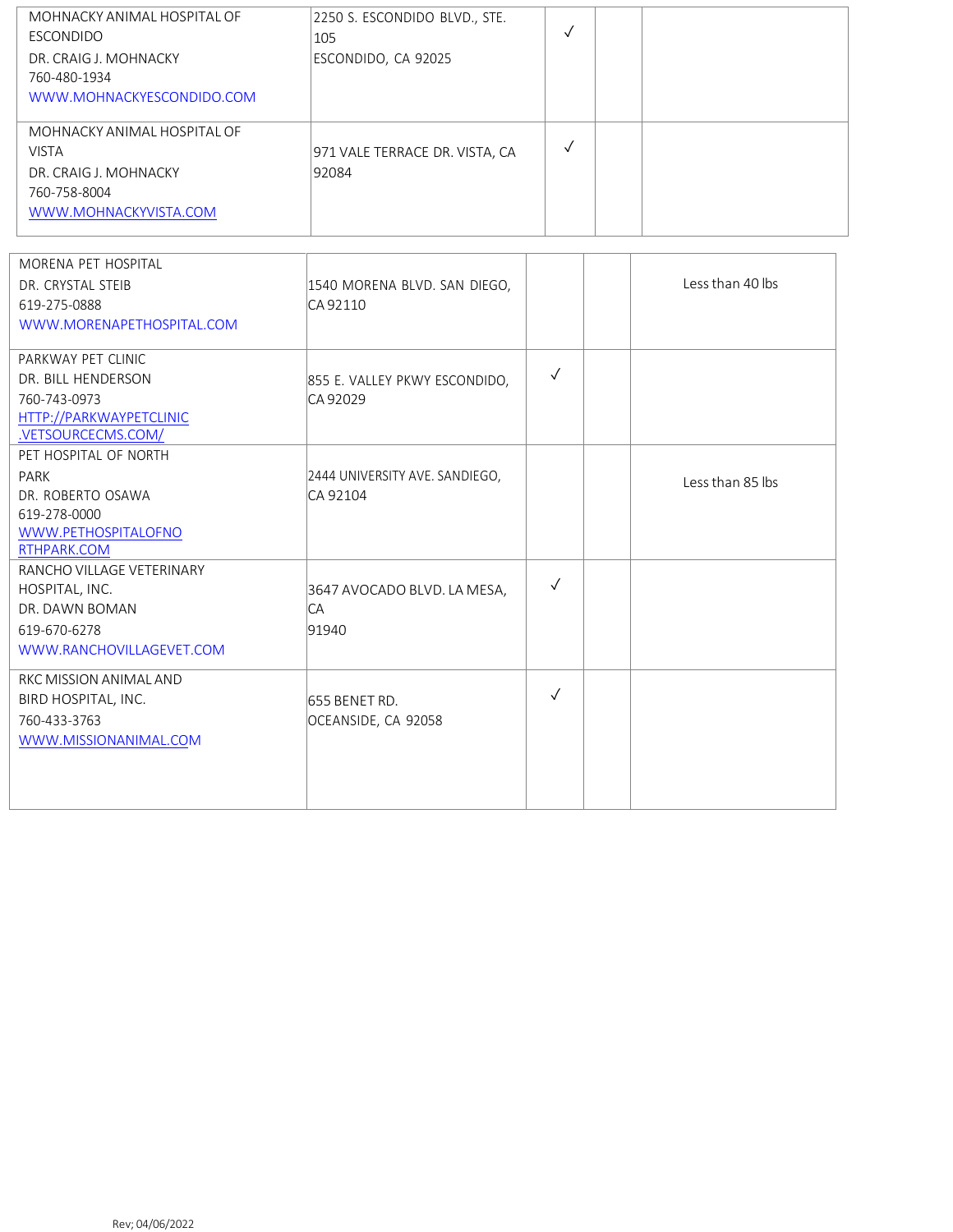| | | | | |
|---|---|---|---|---|
| MOHNACKY ANIMAL HOSPITAL OF ESCONDIDO<br>DR. CRAIG J. MOHNACKY<br>760-480-1934<br>WWW.MOHNACKYESCONDIDO.COM | 2250 S. ESCONDIDO BLVD., STE. 105<br>ESCONDIDO, CA 92025 | ✓ | | |
| MOHNACKY ANIMAL HOSPITAL OF VISTA<br>DR. CRAIG J. MOHNACKY<br>760-758-8004<br>WWW.MOHNACKYVISTA.COM | 971 VALE TERRACE DR. VISTA, CA 92084 | ✓ | | |
| MORENA PET HOSPITAL<br>DR. CRYSTAL STEIB<br>619-275-0888<br>WWW.MORENAPETHOSPITAL.COM | 1540 MORENA BLVD. SAN DIEGO, CA 92110 | | | Less than 40 lbs |
| PARKWAY PET CLINIC<br>DR. BILL HENDERSON<br>760-743-0973<br>HTTP://PARKWAYPETCLINIC.VETSOURCECMS.COM/ | 855 E. VALLEY PKWY ESCONDIDO, CA 92029 | ✓ | | |
| PET HOSPITAL OF NORTH PARK<br>DR. ROBERTO OSAWA<br>619-278-0000<br>WWW.PETHOSPITALOFNORTHPARK.COM | 2444 UNIVERSITY AVE. SANDIEGO, CA 92104 | | | Less than 85 lbs |
| RANCHO VILLAGE VETERINARY HOSPITAL, INC.<br>DR. DAWN BOMAN<br>619-670-6278<br>WWW.RANCHOVILLAGEVET.COM | 3647 AVOCADO BLVD. LA MESA, CA<br>91940 | ✓ | | |
| RKC MISSION ANIMAL AND BIRD HOSPITAL, INC.<br>760-433-3763<br>WWW.MISSIONANIMAL.COM | 655 BENET RD.<br>OCEANSIDE, CA 92058 | ✓ | | |

Rev; 04/06/2022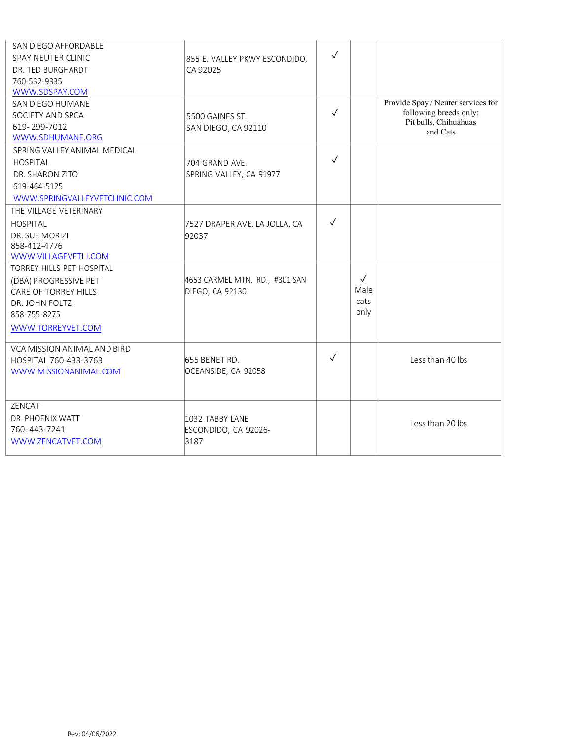| | | | | |
|---|---|---|---|---|
| SAN DIEGO AFFORDABLE SPAY NEUTER CLINIC<br>DR. TED BURGHARDT<br>760-532-9335<br>WWW.SDSPAY.COM | 855 E. VALLEY PKWY ESCONDIDO, CA 92025 | ✓ | | |
| SAN DIEGO HUMANE SOCIETY AND SPCA<br>619- 299-7012<br>WWW.SDHUMANE.ORG | 5500 GAINES ST.<br>SAN DIEGO, CA 92110 | ✓ | | Provide Spay / Neuter services for following breeds only:<br>Pit bulls, Chihuahuas and Cats |
| SPRING VALLEY ANIMAL MEDICAL HOSPITAL<br>DR. SHARON ZITO<br>619-464-5125<br>WWW.SPRINGVALLEYVETCLINIC.COM | 704 GRAND AVE.<br>SPRING VALLEY, CA 91977 | ✓ | | |
| THE VILLAGE VETERINARY HOSPITAL<br>DR. SUE MORIZI<br>858-412-4776<br>WWW.VILLAGEVETLJ.COM | 7527 DRAPER AVE. LA JOLLA, CA 92037 | ✓ | | |
| TORREY HILLS PET HOSPITAL (DBA) PROGRESSIVE PET CARE OF TORREY HILLS<br>DR. JOHN FOLTZ<br>858-755-8275<br>WWW.TORREYVET.COM | 4653 CARMEL MTN. RD., #301 SAN DIEGO, CA 92130 | | ✓<br>Male cats only | |
| VCA MISSION ANIMAL AND BIRD HOSPITAL 760-433-3763<br>WWW.MISSIONANIMAL.COM | 655 BENET RD.<br>OCEANSIDE, CA 92058 | ✓ | | Less than 40 lbs |
| ZENCAT<br>DR. PHOENIX WATT<br>760- 443-7241<br>WWW.ZENCATVET.COM | 1032 TABBY LANE<br>ESCONDIDO, CA 92026-3187 | | | Less than 20 lbs |

Rev: 04/06/2022